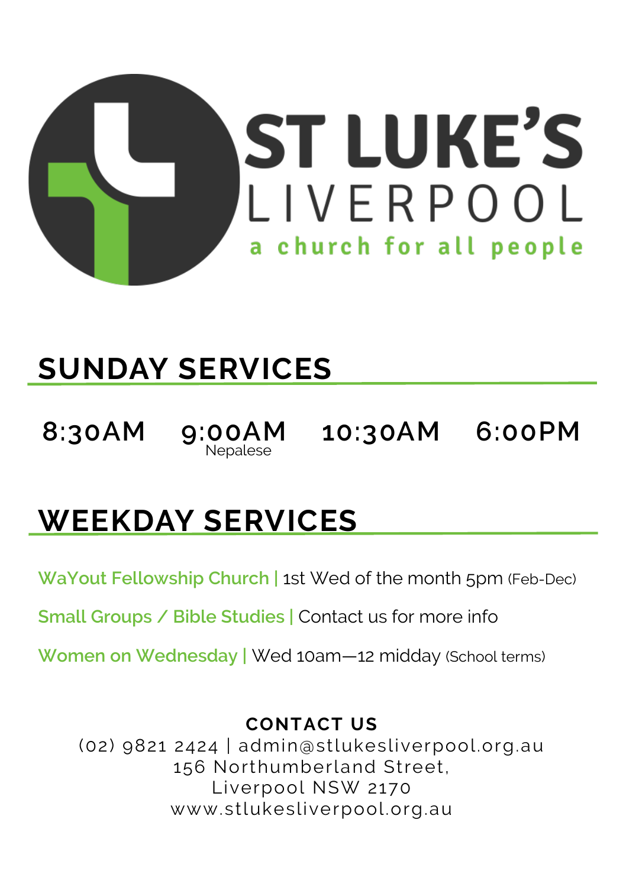# ST LUKE'S LIVERPOOL

a church for all people

## SUNDAY SERVICES

8:30AM

9:00AM
Nepalese

10:30AM

6:00PM

## WEEKDAY SERVICES

**WaYout Fellowship Church |** 1st Wed of the month 5pm (Feb-Dec)

**Small Groups / Bible Studies |** Contact us for more info

**Women on Wednesday |** Wed 10am—12 midday (School terms)

**CONTACT US**

(02) 9821 2424 | admin@stlukesliverpool.org.au

156 Northumberland Street,

Liverpool NSW 2170

www.stlukesliverpool.org.au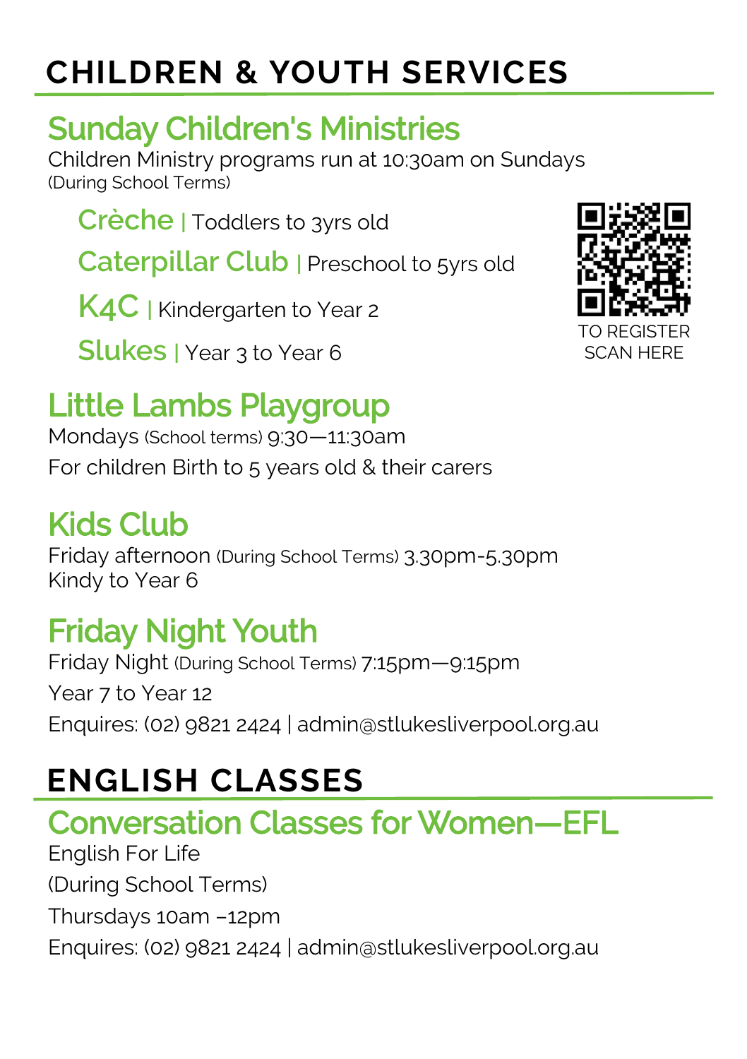# CHILDREN & YOUTH SERVICES

## Sunday Children's Ministries

Children Ministry programs run at 10:30am on Sundays
(During School Terms)

**Crèche** | Toddlers to 3yrs old

**Caterpillar Club** | Preschool to 5yrs old

**K4C** | Kindergarten to Year 2

**Slukes** | Year 3 to Year 6

TO REGISTER SCAN HERE

## Little Lambs Playgroup

Mondays (School terms) 9:30—11:30am

For children Birth to 5 years old & their carers

## Kids Club

Friday afternoon (During School Terms) 3.30pm-5.30pm
Kindy to Year 6

## Friday Night Youth

Friday Night (During School Terms) 7:15pm—9:15pm

Year 7 to Year 12

Enquires: (02) 9821 2424 | admin@stlukesliverpool.org.au

# ENGLISH CLASSES

## Conversation Classes for Women—EFL

English For Life

(During School Terms)

Thursdays 10am –12pm

Enquires: (02) 9821 2424 | admin@stlukesliverpool.org.au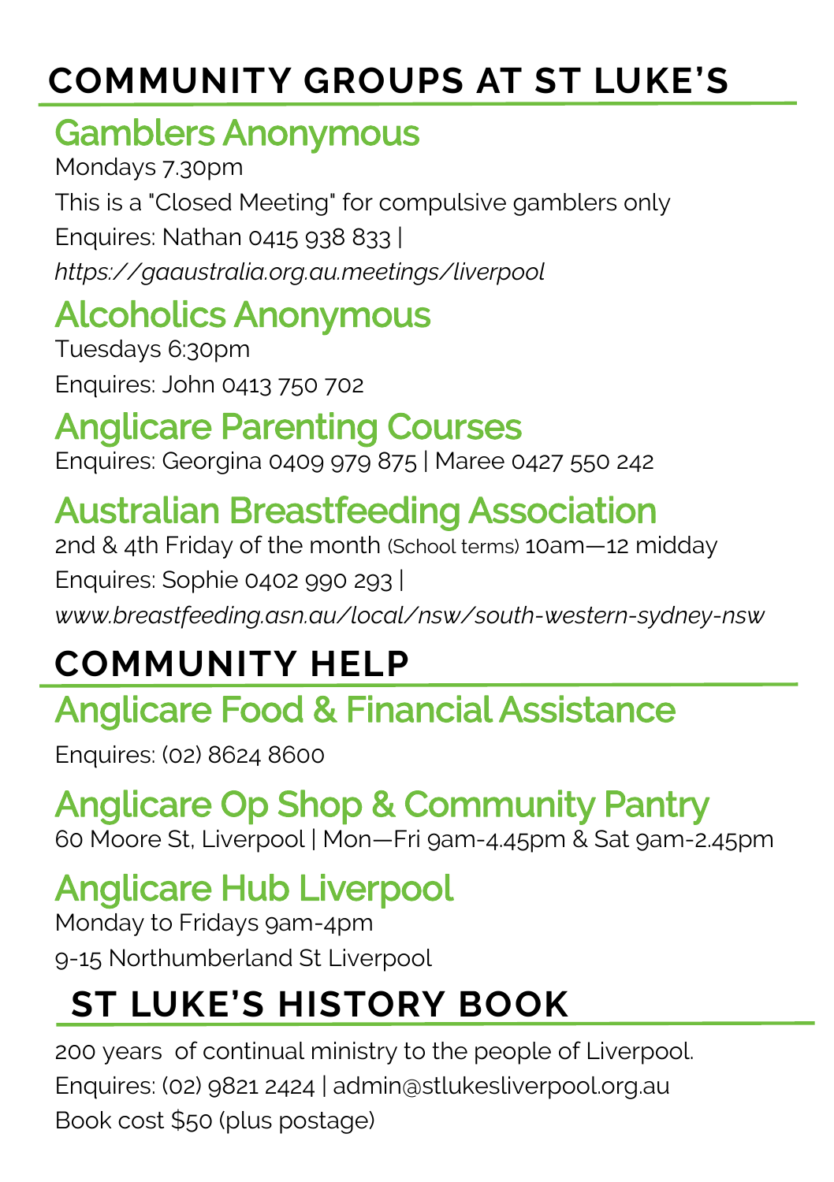# COMMUNITY GROUPS AT ST LUKE'S

## Gamblers Anonymous

Mondays 7.30pm

This is a "Closed Meeting" for compulsive gamblers only

Enquires: Nathan 0415 938 833 |

*https://gaaustralia.org.au.meetings/liverpool*

## Alcoholics Anonymous

Tuesdays 6:30pm

Enquires: John 0413 750 702

## Anglicare Parenting Courses

Enquires: Georgina 0409 979 875 | Maree 0427 550 242

## Australian Breastfeeding Association

2nd & 4th Friday of the month (School terms) 10am—12 midday

Enquires: Sophie 0402 990 293 |

*www.breastfeeding.asn.au/local/nsw/south-western-sydney-nsw*

# COMMUNITY HELP

## Anglicare Food & Financial Assistance

Enquires: (02) 8624 8600

## Anglicare Op Shop & Community Pantry

60 Moore St, Liverpool | Mon—Fri 9am-4.45pm & Sat 9am-2.45pm

## Anglicare Hub Liverpool

Monday to Fridays 9am-4pm

9-15 Northumberland St Liverpool

# ST LUKE'S HISTORY BOOK

200 years of continual ministry to the people of Liverpool.

Enquires: (02) 9821 2424 | admin@stlukesliverpool.org.au

Book cost $50 (plus postage)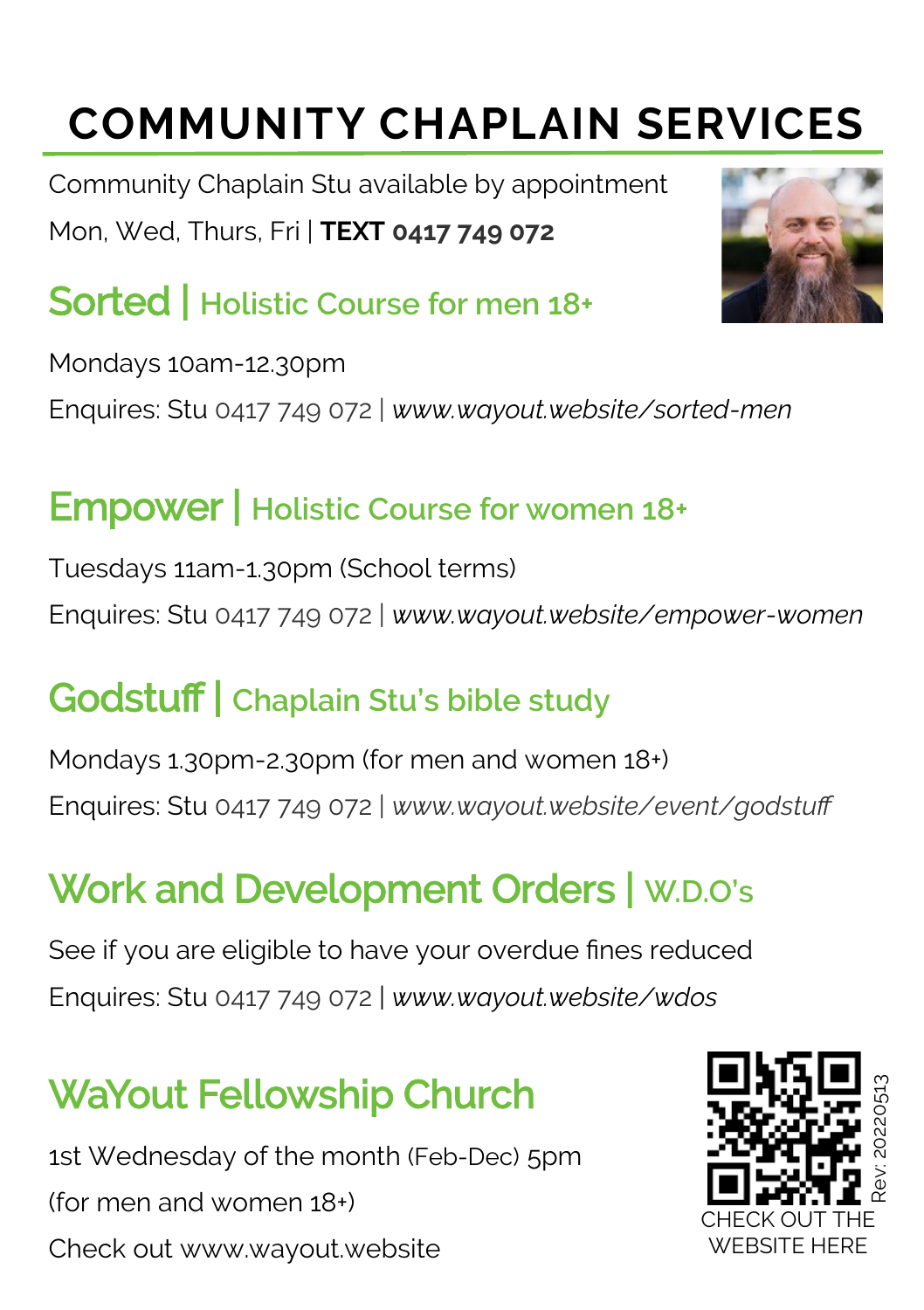# COMMUNITY CHAPLAIN SERVICES

Community Chaplain Stu available by appointment

Mon, Wed, Thurs, Fri | **TEXT 0417 749 072**

## Sorted | Holistic Course for men 18+

Mondays 10am-12.30pm

Enquires: Stu 0417 749 072 | *www.wayout.website/sorted-men*

## Empower | Holistic Course for women 18+

Tuesdays 11am-1.30pm (School terms)

Enquires: Stu 0417 749 072 | *www.wayout.website/empower-women*

## Godstuff | Chaplain Stu's bible study

Mondays 1.30pm-2.30pm (for men and women 18+)

Enquires: Stu 0417 749 072 | *www.wayout.website/event/godstuff*

## Work and Development Orders | W.D.O's

See if you are eligible to have your overdue fines reduced

Enquires: Stu 0417 749 072 | *www.wayout.website/wdos*

## WaYout Fellowship Church

1st Wednesday of the month (Feb-Dec) 5pm

(for men and women 18+)

Check out www.wayout.website

CHECK OUT THE WEBSITE HERE

Rev: 20220513